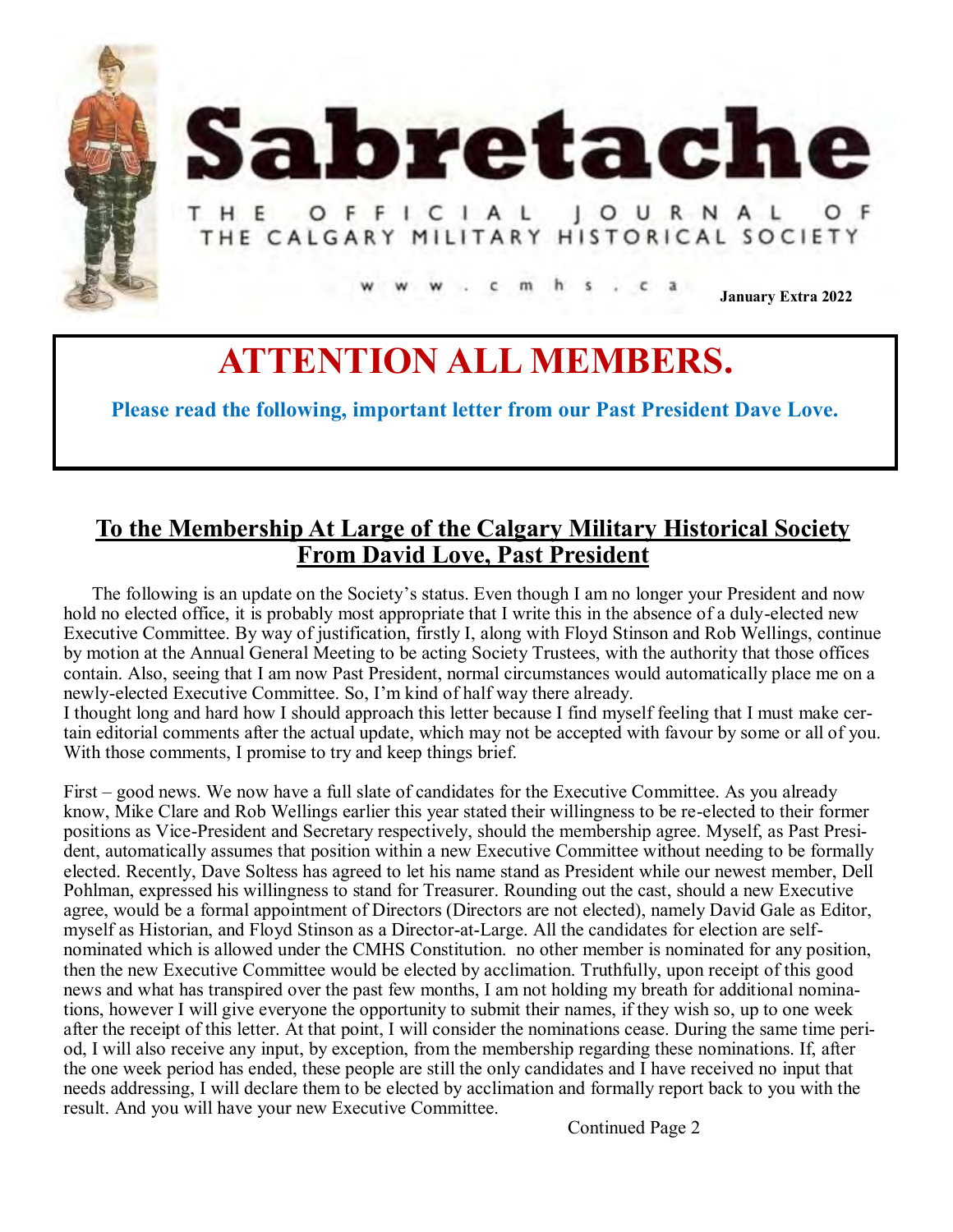# Sabretache

THE OFFICIAL JOURNAL OF THE CALGARY MILITARY HISTORICAL SOCIETY

www.cmhs.ca

**January Extra 2022**

## ATTENTION ALL MEMBERS.

**Please read the following, important letter from our Past President Dave Love.**

## To the Membership At Large of the Calgary Military Historical Society From David Love, Past President

The following is an update on the Society's status. Even though I am no longer your President and now hold no elected office, it is probably most appropriate that I write this in the absence of a duly-elected new Executive Committee. By way of justification, firstly I, along with Floyd Stinson and Rob Wellings, continue by motion at the Annual General Meeting to be acting Society Trustees, with the authority that those offices contain. Also, seeing that I am now Past President, normal circumstances would automatically place me on a newly-elected Executive Committee. So, I'm kind of half way there already.

I thought long and hard how I should approach this letter because I find myself feeling that I must make certain editorial comments after the actual update, which may not be accepted with favour by some or all of you. With those comments, I promise to try and keep things brief.

First – good news. We now have a full slate of candidates for the Executive Committee. As you already know, Mike Clare and Rob Wellings earlier this year stated their willingness to be re-elected to their former positions as Vice-President and Secretary respectively, should the membership agree. Myself, as Past President, automatically assumes that position within a new Executive Committee without needing to be formally elected. Recently, Dave Soltess has agreed to let his name stand as President while our newest member, Dell Pohlman, expressed his willingness to stand for Treasurer. Rounding out the cast, should a new Executive agree, would be a formal appointment of Directors (Directors are not elected), namely David Gale as Editor, myself as Historian, and Floyd Stinson as a Director-at-Large. All the candidates for election are self-nominated which is allowed under the CMHS Constitution. no other member is nominated for any position, then the new Executive Committee would be elected by acclimation. Truthfully, upon receipt of this good news and what has transpired over the past few months, I am not holding my breath for additional nominations, however I will give everyone the opportunity to submit their names, if they wish so, up to one week after the receipt of this letter. At that point, I will consider the nominations cease. During the same time period, I will also receive any input, by exception, from the membership regarding these nominations. If, after the one week period has ended, these people are still the only candidates and I have received no input that needs addressing, I will declare them to be elected by acclimation and formally report back to you with the result. And you will have your new Executive Committee.

Continued Page 2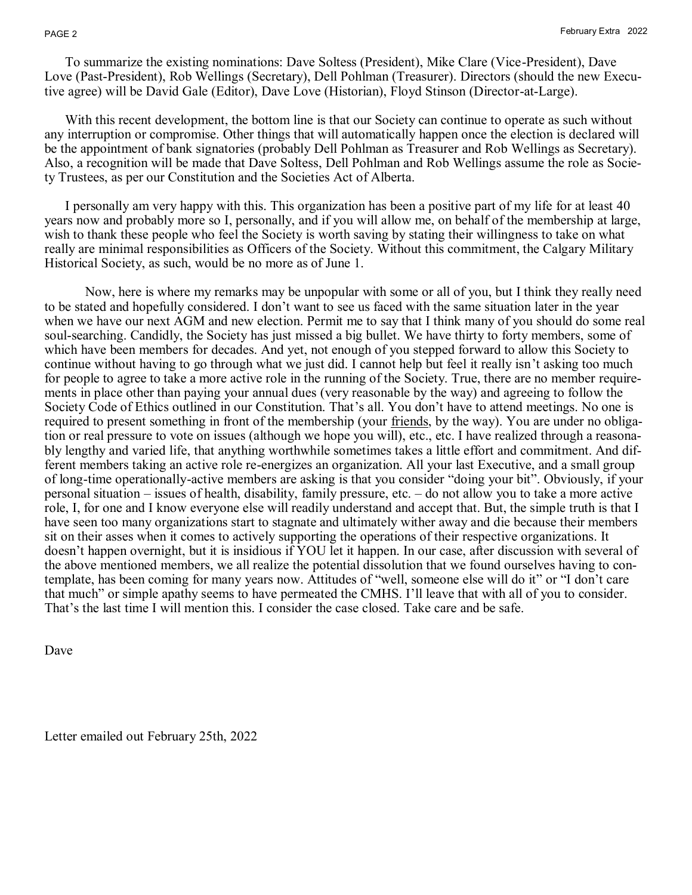To summarize the existing nominations: Dave Soltess (President), Mike Clare (Vice-President), Dave Love (Past-President), Rob Wellings (Secretary), Dell Pohlman (Treasurer). Directors (should the new Executive agree) will be David Gale (Editor), Dave Love (Historian), Floyd Stinson (Director-at-Large).

With this recent development, the bottom line is that our Society can continue to operate as such without any interruption or compromise. Other things that will automatically happen once the election is declared will be the appointment of bank signatories (probably Dell Pohlman as Treasurer and Rob Wellings as Secretary). Also, a recognition will be made that Dave Soltess, Dell Pohlman and Rob Wellings assume the role as Society Trustees, as per our Constitution and the Societies Act of Alberta.

I personally am very happy with this. This organization has been a positive part of my life for at least 40 years now and probably more so I, personally, and if you will allow me, on behalf of the membership at large, wish to thank these people who feel the Society is worth saving by stating their willingness to take on what really are minimal responsibilities as Officers of the Society. Without this commitment, the Calgary Military Historical Society, as such, would be no more as of June 1.

Now, here is where my remarks may be unpopular with some or all of you, but I think they really need to be stated and hopefully considered. I don't want to see us faced with the same situation later in the year when we have our next AGM and new election. Permit me to say that I think many of you should do some real soul-searching. Candidly, the Society has just missed a big bullet. We have thirty to forty members, some of which have been members for decades. And yet, not enough of you stepped forward to allow this Society to continue without having to go through what we just did. I cannot help but feel it really isn't asking too much for people to agree to take a more active role in the running of the Society. True, there are no member requirements in place other than paying your annual dues (very reasonable by the way) and agreeing to follow the Society Code of Ethics outlined in our Constitution. That's all. You don't have to attend meetings. No one is required to present something in front of the membership (your <u>friends</u>, by the way). You are under no obligation or real pressure to vote on issues (although we hope you will), etc., etc. I have realized through a reasonably lengthy and varied life, that anything worthwhile sometimes takes a little effort and commitment. And different members taking an active role re-energizes an organization. All your last Executive, and a small group of long-time operationally-active members are asking is that you consider "doing your bit". Obviously, if your personal situation – issues of health, disability, family pressure, etc. – do not allow you to take a more active role, I, for one and I know everyone else will readily understand and accept that. But, the simple truth is that I have seen too many organizations start to stagnate and ultimately wither away and die because their members sit on their asses when it comes to actively supporting the operations of their respective organizations. It doesn't happen overnight, but it is insidious if YOU let it happen. In our case, after discussion with several of the above mentioned members, we all realize the potential dissolution that we found ourselves having to contemplate, has been coming for many years now. Attitudes of "well, someone else will do it" or "I don't care that much" or simple apathy seems to have permeated the CMHS. I'll leave that with all of you to consider. That's the last time I will mention this. I consider the case closed. Take care and be safe.

Dave

Letter emailed out February 25th, 2022